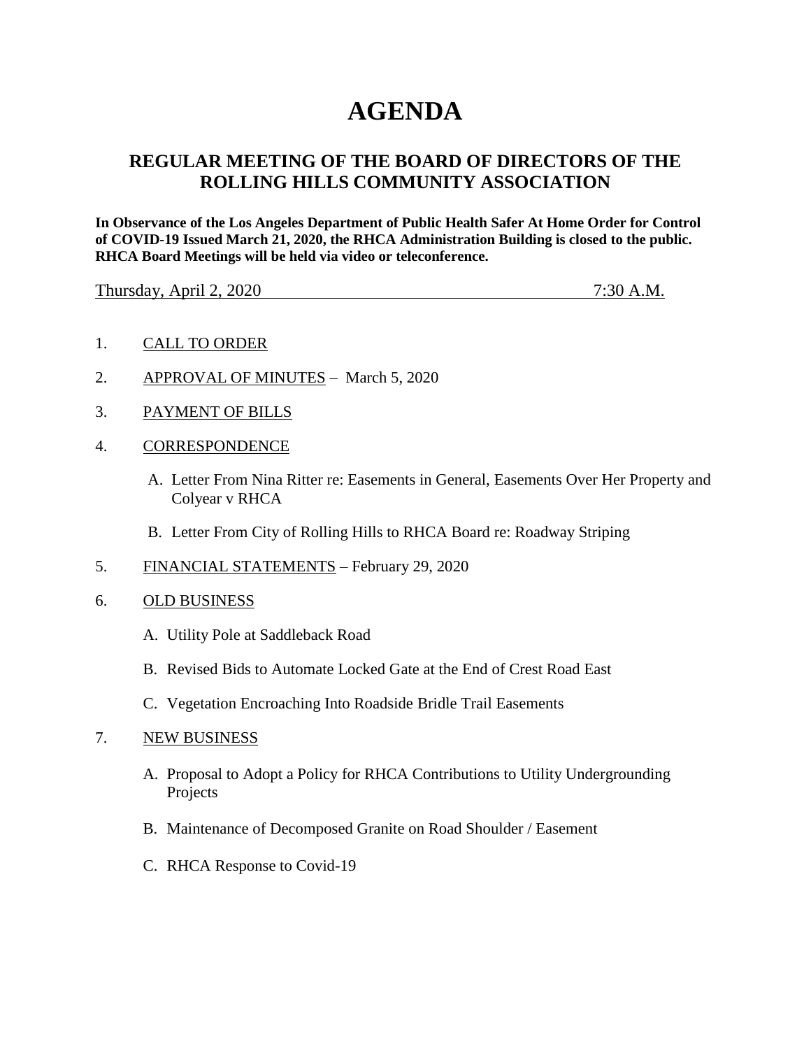# AGENDA

## REGULAR MEETING OF THE BOARD OF DIRECTORS OF THE ROLLING HILLS COMMUNITY ASSOCIATION

**In Observance of the Los Angeles Department of Public Health Safer At Home Order for Control of COVID-19 Issued March 21, 2020, the RHCA Administration Building is closed to the public. RHCA Board Meetings will be held via video or teleconference.**

Thursday, April 2, 2020 7:30 A.M.

1. CALL TO ORDER

2. APPROVAL OF MINUTES – March 5, 2020

3. PAYMENT OF BILLS

4. CORRESPONDENCE

   A. Letter From Nina Ritter re: Easements in General, Easements Over Her Property and Colyear v RHCA

   B. Letter From City of Rolling Hills to RHCA Board re: Roadway Striping

5. FINANCIAL STATEMENTS – February 29, 2020

6. OLD BUSINESS

   A. Utility Pole at Saddleback Road

   B. Revised Bids to Automate Locked Gate at the End of Crest Road East

   C. Vegetation Encroaching Into Roadside Bridle Trail Easements

7. NEW BUSINESS

   A. Proposal to Adopt a Policy for RHCA Contributions to Utility Undergrounding Projects

   B. Maintenance of Decomposed Granite on Road Shoulder / Easement

   C. RHCA Response to Covid-19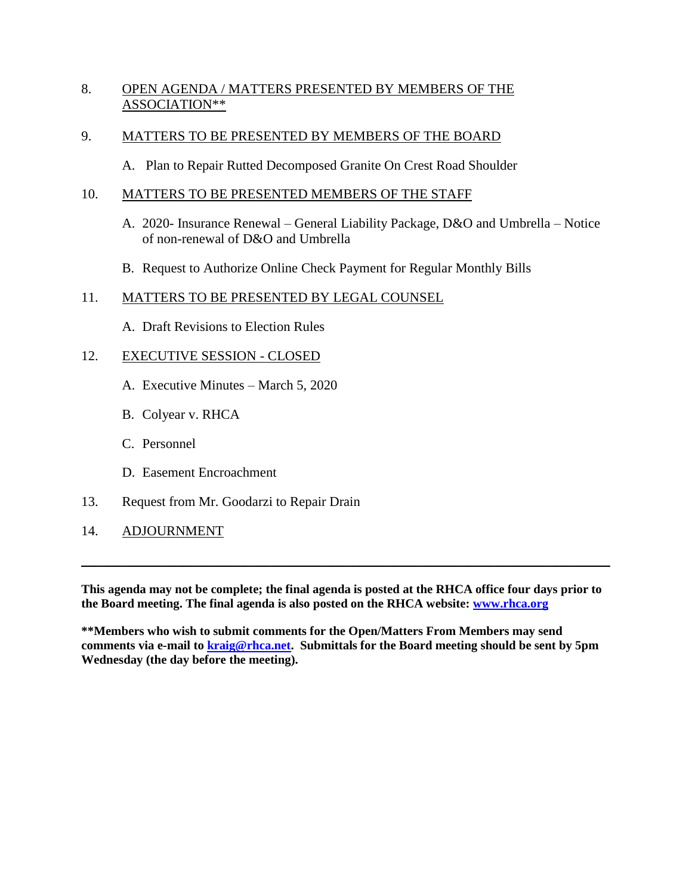8. OPEN AGENDA / MATTERS PRESENTED BY MEMBERS OF THE ASSOCIATION**

9. MATTERS TO BE PRESENTED BY MEMBERS OF THE BOARD

   A. Plan to Repair Rutted Decomposed Granite On Crest Road Shoulder

10. MATTERS TO BE PRESENTED MEMBERS OF THE STAFF

    A. 2020- Insurance Renewal – General Liability Package, D&O and Umbrella – Notice of non-renewal of D&O and Umbrella

    B. Request to Authorize Online Check Payment for Regular Monthly Bills

11. MATTERS TO BE PRESENTED BY LEGAL COUNSEL

    A. Draft Revisions to Election Rules

12. EXECUTIVE SESSION - CLOSED

    A. Executive Minutes – March 5, 2020

    B. Colyear v. RHCA

    C. Personnel

    D. Easement Encroachment

13. Request from Mr. Goodarzi to Repair Drain

14. ADJOURNMENT

---

**This agenda may not be complete; the final agenda is posted at the RHCA office four days prior to the Board meeting. The final agenda is also posted on the RHCA website: [www.rhca.org](http://www.rhca.org)**

****Members who wish to submit comments for the Open/Matters From Members may send comments via e-mail to [kraig@rhca.net](mailto:kraig@rhca.net). Submittals for the Board meeting should be sent by 5pm Wednesday (the day before the meeting).**